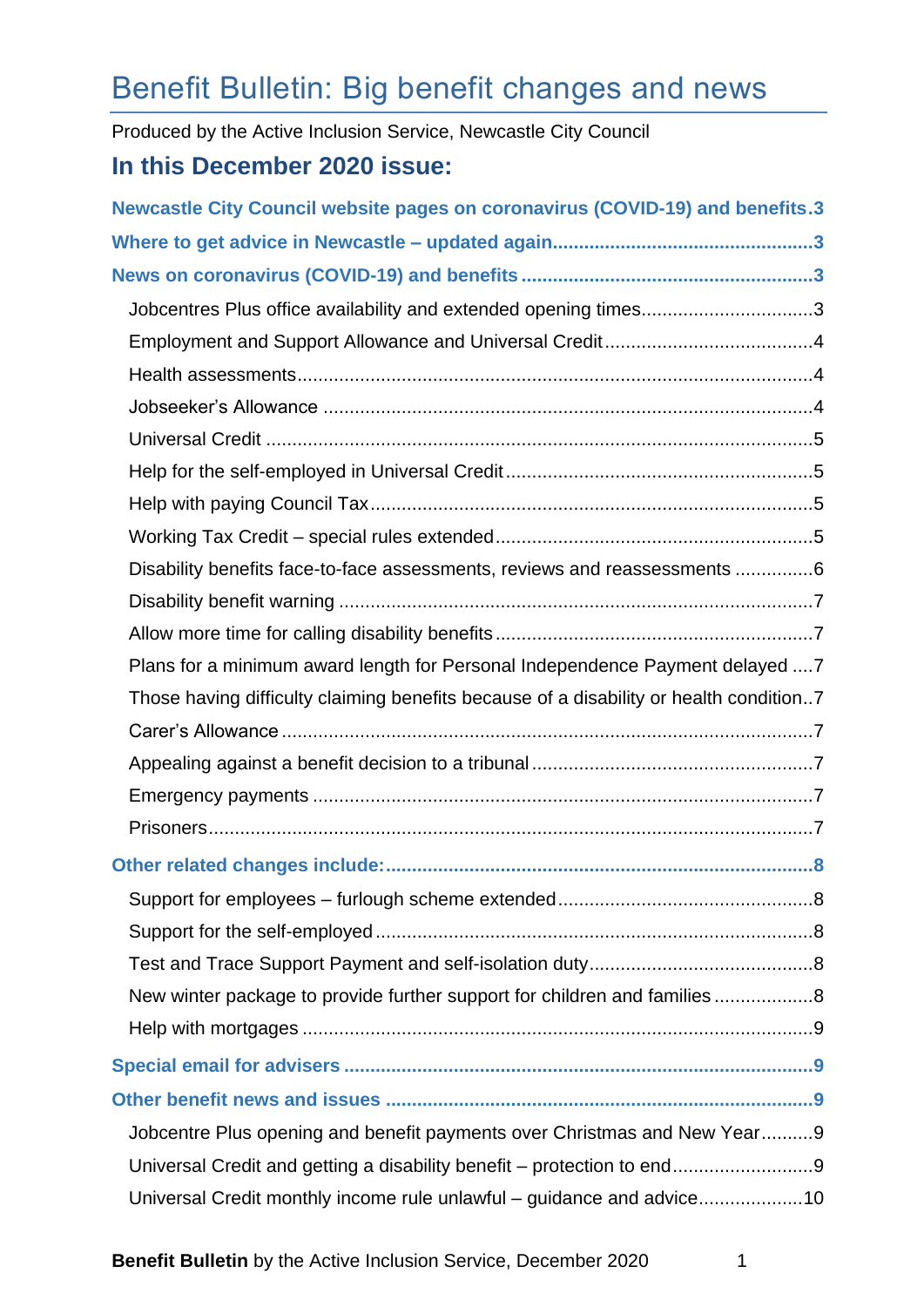# Benefit Bulletin: Big benefit changes and news

Produced by the Active Inclusion Service, Newcastle City Council

## In this December 2020 issue:

**Newcastle City Council website pages on coronavirus (COVID-19) and benefits** ... 3

**Where to get advice in Newcastle – updated again** ... 3

**News on coronavirus (COVID-19) and benefits** ... 3

- Jobcentres Plus office availability and extended opening times ... 3
- Employment and Support Allowance and Universal Credit ... 4
- Health assessments ... 4
- Jobseeker's Allowance ... 4
- Universal Credit ... 5
- Help for the self-employed in Universal Credit ... 5
- Help with paying Council Tax ... 5
- Working Tax Credit – special rules extended ... 5
- Disability benefits face-to-face assessments, reviews and reassessments ... 6
- Disability benefit warning ... 7
- Allow more time for calling disability benefits ... 7
- Plans for a minimum award length for Personal Independence Payment delayed ... 7
- Those having difficulty claiming benefits because of a disability or health condition ... 7
- Carer's Allowance ... 7
- Appealing against a benefit decision to a tribunal ... 7
- Emergency payments ... 7
- Prisoners ... 7

**Other related changes include:** ... 8

- Support for employees – furlough scheme extended ... 8
- Support for the self-employed ... 8
- Test and Trace Support Payment and self-isolation duty ... 8
- New winter package to provide further support for children and families ... 8
- Help with mortgages ... 9

**Special email for advisers** ... 9

**Other benefit news and issues** ... 9

- Jobcentre Plus opening and benefit payments over Christmas and New Year ... 9
- Universal Credit and getting a disability benefit – protection to end ... 9
- Universal Credit monthly income rule unlawful – guidance and advice ... 10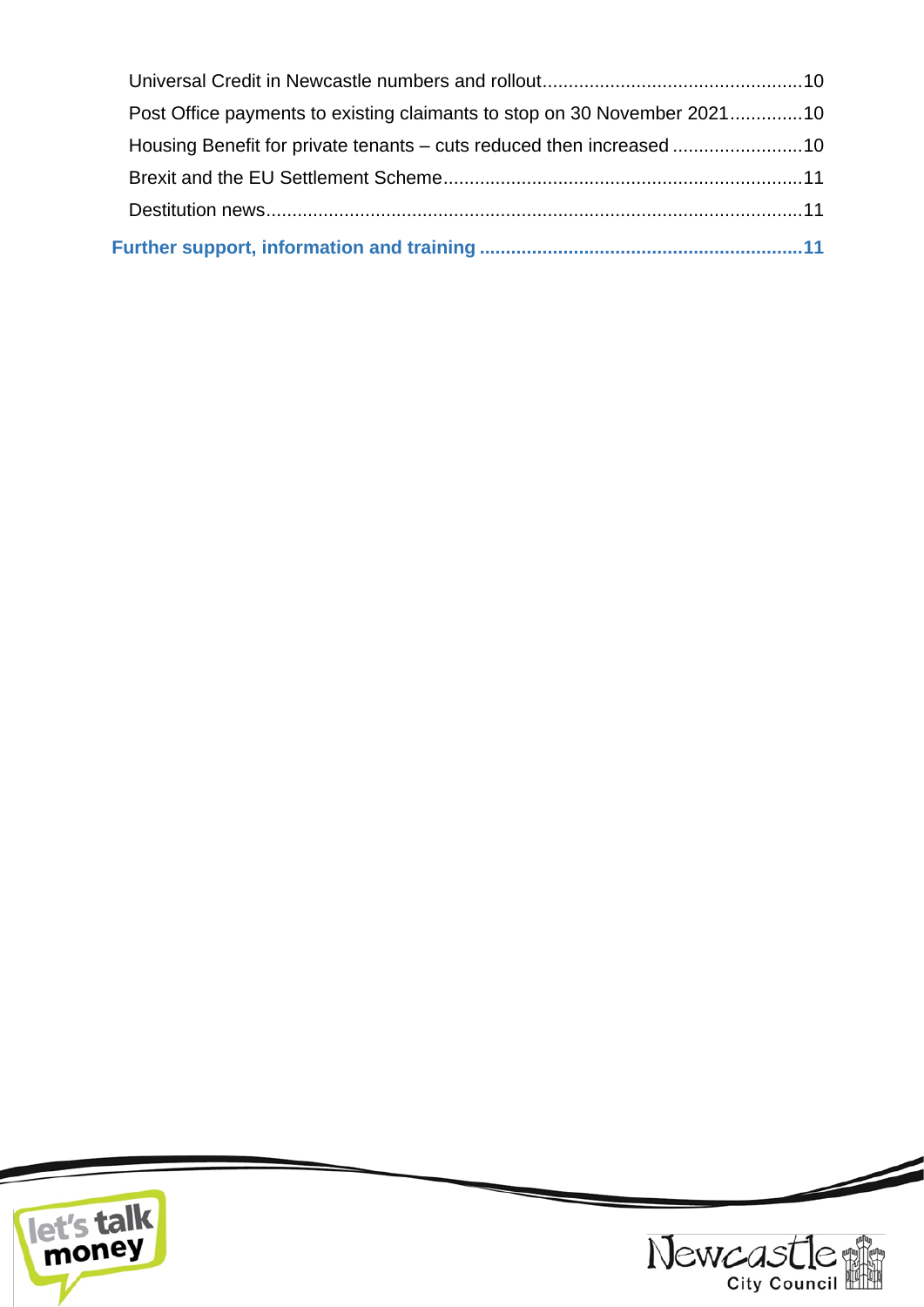Universal Credit in Newcastle numbers and rollout....................................................10

Post Office payments to existing claimants to stop on 30 November 2021..............10

Housing Benefit for private tenants – cuts reduced then increased .........................10

Brexit and the EU Settlement Scheme.....................................................................11

Destitution news.......................................................................................................11

**Further support, information and training .............................................................11**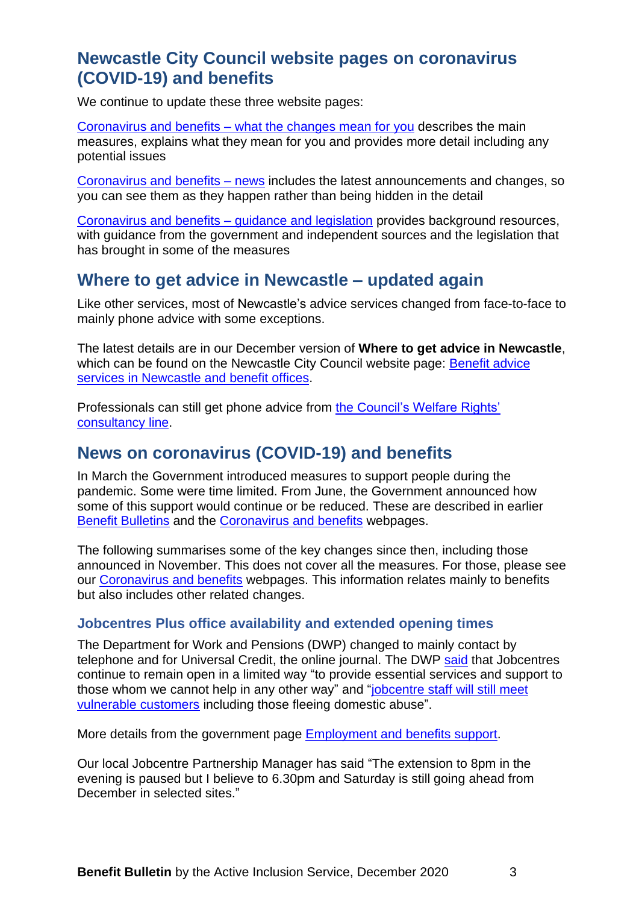## Newcastle City Council website pages on coronavirus (COVID-19) and benefits

We continue to update these three website pages:

Coronavirus and benefits – what the changes mean for you describes the main measures, explains what they mean for you and provides more detail including any potential issues

Coronavirus and benefits – news includes the latest announcements and changes, so you can see them as they happen rather than being hidden in the detail

Coronavirus and benefits – guidance and legislation provides background resources, with guidance from the government and independent sources and the legislation that has brought in some of the measures

## Where to get advice in Newcastle – updated again

Like other services, most of Newcastle's advice services changed from face-to-face to mainly phone advice with some exceptions.

The latest details are in our December version of **Where to get advice in Newcastle**, which can be found on the Newcastle City Council website page: Benefit advice services in Newcastle and benefit offices.

Professionals can still get phone advice from the Council's Welfare Rights' consultancy line.

## News on coronavirus (COVID-19) and benefits

In March the Government introduced measures to support people during the pandemic. Some were time limited. From June, the Government announced how some of this support would continue or be reduced. These are described in earlier Benefit Bulletins and the Coronavirus and benefits webpages.

The following summarises some of the key changes since then, including those announced in November. This does not cover all the measures. For those, please see our Coronavirus and benefits webpages. This information relates mainly to benefits but also includes other related changes.

### Jobcentres Plus office availability and extended opening times

The Department for Work and Pensions (DWP) changed to mainly contact by telephone and for Universal Credit, the online journal. The DWP said that Jobcentres continue to remain open in a limited way "to provide essential services and support to those whom we cannot help in any other way" and "jobcentre staff will still meet vulnerable customers including those fleeing domestic abuse".

More details from the government page Employment and benefits support.

Our local Jobcentre Partnership Manager has said "The extension to 8pm in the evening is paused but I believe to 6.30pm and Saturday is still going ahead from December in selected sites."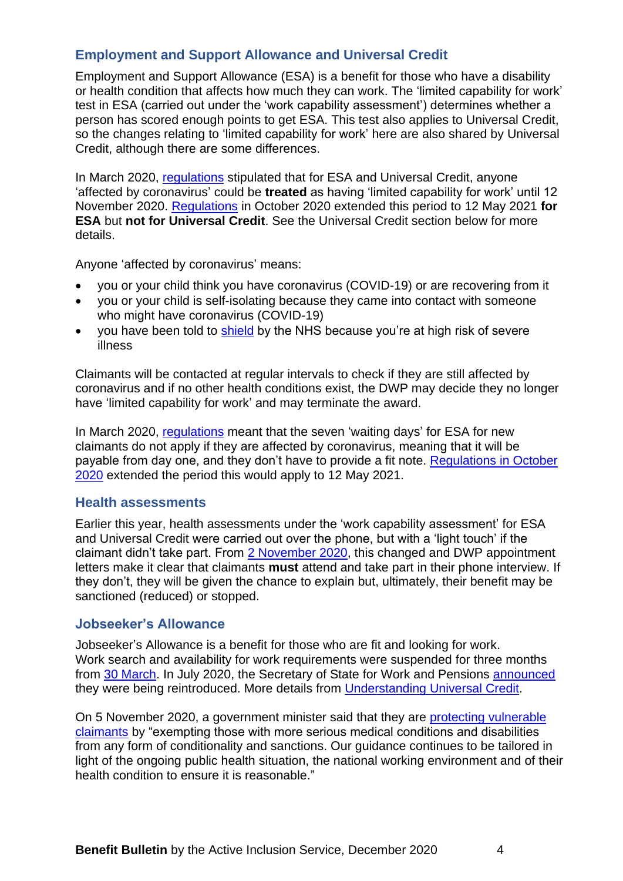## Employment and Support Allowance and Universal Credit

Employment and Support Allowance (ESA) is a benefit for those who have a disability or health condition that affects how much they can work. The 'limited capability for work' test in ESA (carried out under the 'work capability assessment') determines whether a person has scored enough points to get ESA. This test also applies to Universal Credit, so the changes relating to 'limited capability for work' here are also shared by Universal Credit, although there are some differences.

In March 2020, regulations stipulated that for ESA and Universal Credit, anyone 'affected by coronavirus' could be **treated** as having 'limited capability for work' until 12 November 2020. Regulations in October 2020 extended this period to 12 May 2021 **for ESA** but **not for Universal Credit**. See the Universal Credit section below for more details.

Anyone 'affected by coronavirus' means:

- you or your child think you have coronavirus (COVID-19) or are recovering from it
- you or your child is self-isolating because they came into contact with someone who might have coronavirus (COVID-19)
- you have been told to shield by the NHS because you're at high risk of severe illness

Claimants will be contacted at regular intervals to check if they are still affected by coronavirus and if no other health conditions exist, the DWP may decide they no longer have 'limited capability for work' and may terminate the award.

In March 2020, regulations meant that the seven 'waiting days' for ESA for new claimants do not apply if they are affected by coronavirus, meaning that it will be payable from day one, and they don't have to provide a fit note. Regulations in October 2020 extended the period this would apply to 12 May 2021.

## Health assessments

Earlier this year, health assessments under the 'work capability assessment' for ESA and Universal Credit were carried out over the phone, but with a 'light touch' if the claimant didn't take part. From 2 November 2020, this changed and DWP appointment letters make it clear that claimants **must** attend and take part in their phone interview. If they don't, they will be given the chance to explain but, ultimately, their benefit may be sanctioned (reduced) or stopped.

## Jobseeker's Allowance

Jobseeker's Allowance is a benefit for those who are fit and looking for work. Work search and availability for work requirements were suspended for three months from 30 March. In July 2020, the Secretary of State for Work and Pensions announced they were being reintroduced. More details from Understanding Universal Credit.

On 5 November 2020, a government minister said that they are protecting vulnerable claimants by "exempting those with more serious medical conditions and disabilities from any form of conditionality and sanctions. Our guidance continues to be tailored in light of the ongoing public health situation, the national working environment and of their health condition to ensure it is reasonable."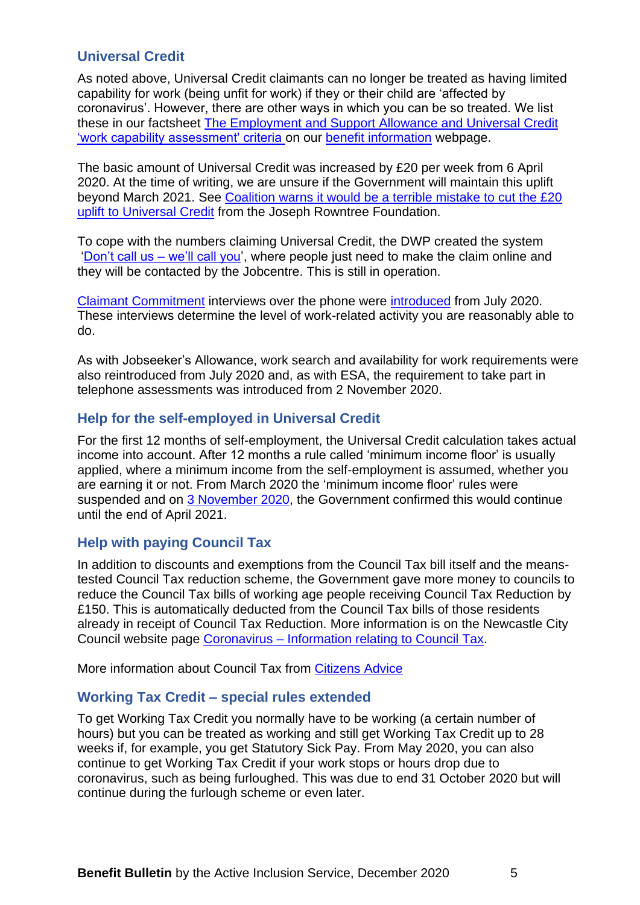## Universal Credit

As noted above, Universal Credit claimants can no longer be treated as having limited capability for work (being unfit for work) if they or their child are 'affected by coronavirus'. However, there are other ways in which you can be so treated. We list these in our factsheet The Employment and Support Allowance and Universal Credit 'work capability assessment' criteria on our benefit information webpage.

The basic amount of Universal Credit was increased by £20 per week from 6 April 2020. At the time of writing, we are unsure if the Government will maintain this uplift beyond March 2021. See Coalition warns it would be a terrible mistake to cut the £20 uplift to Universal Credit from the Joseph Rowntree Foundation.

To cope with the numbers claiming Universal Credit, the DWP created the system 'Don't call us – we'll call you', where people just need to make the claim online and they will be contacted by the Jobcentre. This is still in operation.

Claimant Commitment interviews over the phone were introduced from July 2020. These interviews determine the level of work-related activity you are reasonably able to do.

As with Jobseeker's Allowance, work search and availability for work requirements were also reintroduced from July 2020 and, as with ESA, the requirement to take part in telephone assessments was introduced from 2 November 2020.

## Help for the self-employed in Universal Credit

For the first 12 months of self-employment, the Universal Credit calculation takes actual income into account. After 12 months a rule called 'minimum income floor' is usually applied, where a minimum income from the self-employment is assumed, whether you are earning it or not. From March 2020 the 'minimum income floor' rules were suspended and on 3 November 2020, the Government confirmed this would continue until the end of April 2021.

## Help with paying Council Tax

In addition to discounts and exemptions from the Council Tax bill itself and the means-tested Council Tax reduction scheme, the Government gave more money to councils to reduce the Council Tax bills of working age people receiving Council Tax Reduction by £150. This is automatically deducted from the Council Tax bills of those residents already in receipt of Council Tax Reduction. More information is on the Newcastle City Council website page Coronavirus – Information relating to Council Tax.

More information about Council Tax from Citizens Advice

## Working Tax Credit – special rules extended

To get Working Tax Credit you normally have to be working (a certain number of hours) but you can be treated as working and still get Working Tax Credit up to 28 weeks if, for example, you get Statutory Sick Pay. From May 2020, you can also continue to get Working Tax Credit if your work stops or hours drop due to coronavirus, such as being furloughed. This was due to end 31 October 2020 but will continue during the furlough scheme or even later.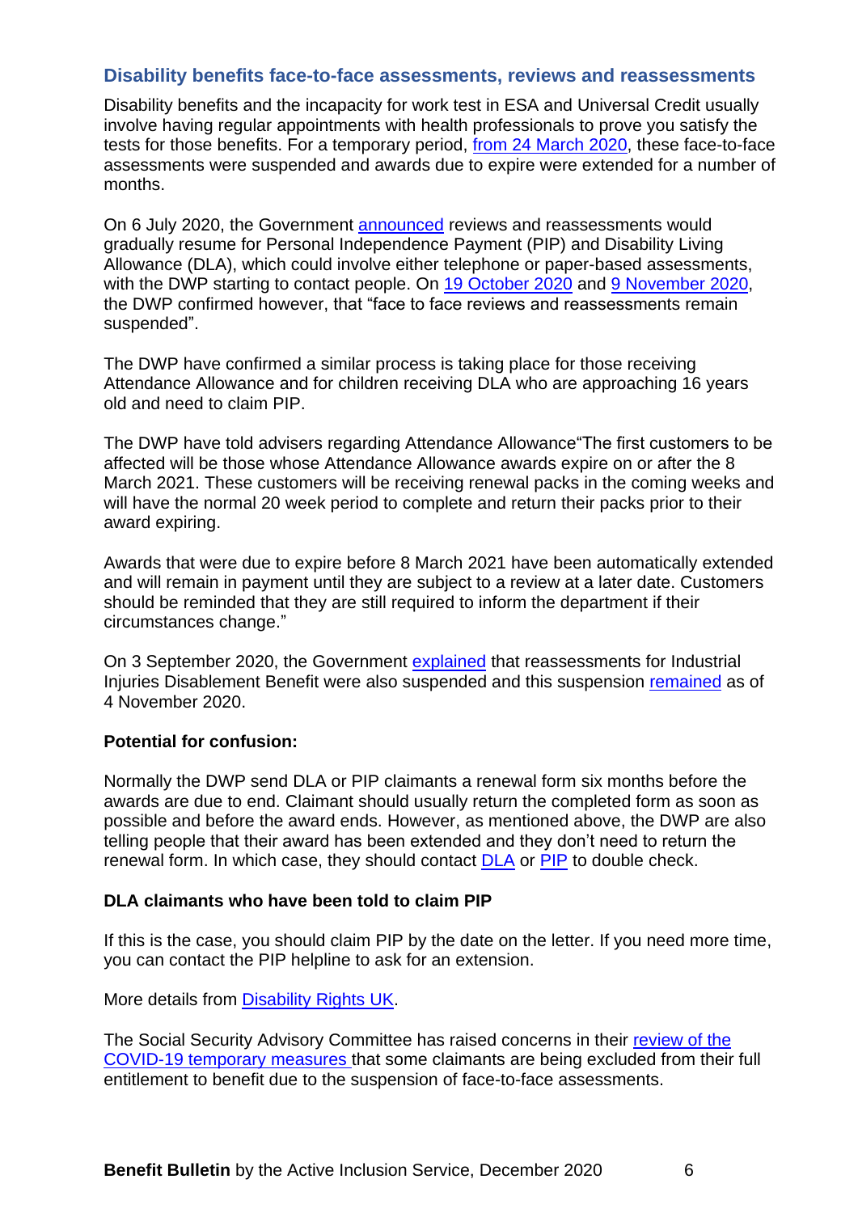## Disability benefits face-to-face assessments, reviews and reassessments

Disability benefits and the incapacity for work test in ESA and Universal Credit usually involve having regular appointments with health professionals to prove you satisfy the tests for those benefits. For a temporary period, from 24 March 2020, these face-to-face assessments were suspended and awards due to expire were extended for a number of months.

On 6 July 2020, the Government announced reviews and reassessments would gradually resume for Personal Independence Payment (PIP) and Disability Living Allowance (DLA), which could involve either telephone or paper-based assessments, with the DWP starting to contact people. On 19 October 2020 and 9 November 2020, the DWP confirmed however, that "face to face reviews and reassessments remain suspended".

The DWP have confirmed a similar process is taking place for those receiving Attendance Allowance and for children receiving DLA who are approaching 16 years old and need to claim PIP.

The DWP have told advisers regarding Attendance Allowance"The first customers to be affected will be those whose Attendance Allowance awards expire on or after the 8 March 2021. These customers will be receiving renewal packs in the coming weeks and will have the normal 20 week period to complete and return their packs prior to their award expiring.

Awards that were due to expire before 8 March 2021 have been automatically extended and will remain in payment until they are subject to a review at a later date. Customers should be reminded that they are still required to inform the department if their circumstances change."

On 3 September 2020, the Government explained that reassessments for Industrial Injuries Disablement Benefit were also suspended and this suspension remained as of 4 November 2020.

**Potential for confusion:**

Normally the DWP send DLA or PIP claimants a renewal form six months before the awards are due to end. Claimant should usually return the completed form as soon as possible and before the award ends. However, as mentioned above, the DWP are also telling people that their award has been extended and they don't need to return the renewal form. In which case, they should contact DLA or PIP to double check.

**DLA claimants who have been told to claim PIP**

If this is the case, you should claim PIP by the date on the letter. If you need more time, you can contact the PIP helpline to ask for an extension.

More details from Disability Rights UK.

The Social Security Advisory Committee has raised concerns in their review of the COVID-19 temporary measures that some claimants are being excluded from their full entitlement to benefit due to the suspension of face-to-face assessments.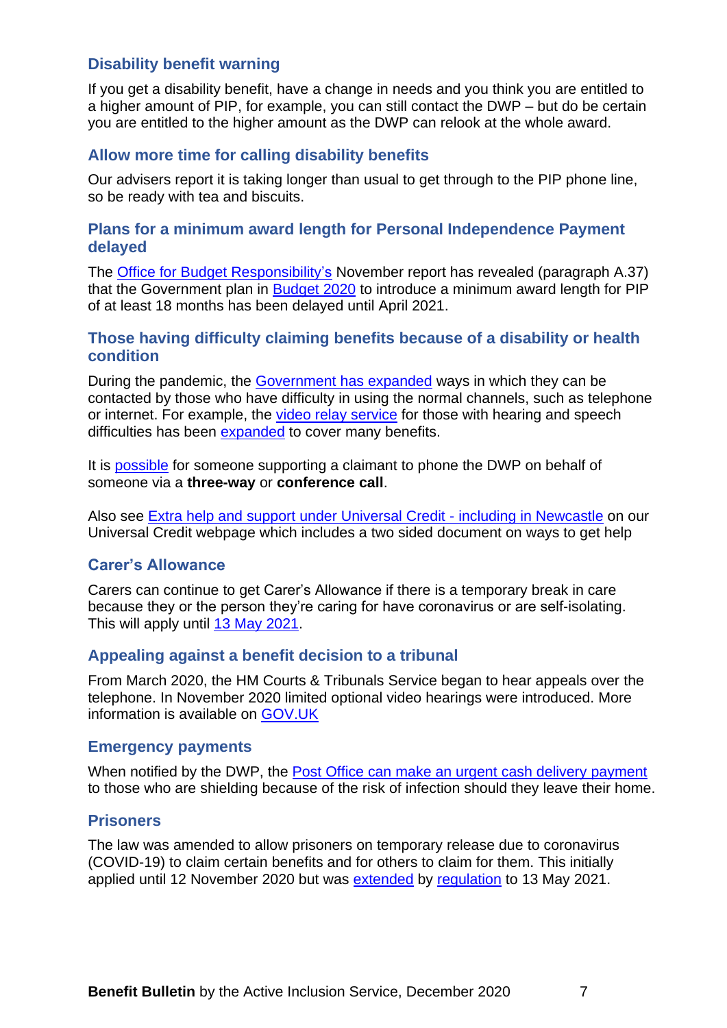### Disability benefit warning

If you get a disability benefit, have a change in needs and you think you are entitled to a higher amount of PIP, for example, you can still contact the DWP – but do be certain you are entitled to the higher amount as the DWP can relook at the whole award.

### Allow more time for calling disability benefits

Our advisers report it is taking longer than usual to get through to the PIP phone line, so be ready with tea and biscuits.

### Plans for a minimum award length for Personal Independence Payment delayed

The Office for Budget Responsibility's November report has revealed (paragraph A.37) that the Government plan in Budget 2020 to introduce a minimum award length for PIP of at least 18 months has been delayed until April 2021.

### Those having difficulty claiming benefits because of a disability or health condition

During the pandemic, the Government has expanded ways in which they can be contacted by those who have difficulty in using the normal channels, such as telephone or internet. For example, the video relay service for those with hearing and speech difficulties has been expanded to cover many benefits.

It is possible for someone supporting a claimant to phone the DWP on behalf of someone via a **three-way** or **conference call**.

Also see Extra help and support under Universal Credit - including in Newcastle on our Universal Credit webpage which includes a two sided document on ways to get help

### Carer's Allowance

Carers can continue to get Carer's Allowance if there is a temporary break in care because they or the person they're caring for have coronavirus or are self-isolating. This will apply until 13 May 2021.

### Appealing against a benefit decision to a tribunal

From March 2020, the HM Courts & Tribunals Service began to hear appeals over the telephone. In November 2020 limited optional video hearings were introduced. More information is available on GOV.UK

### Emergency payments

When notified by the DWP, the Post Office can make an urgent cash delivery payment to those who are shielding because of the risk of infection should they leave their home.

### Prisoners

The law was amended to allow prisoners on temporary release due to coronavirus (COVID-19) to claim certain benefits and for others to claim for them. This initially applied until 12 November 2020 but was extended by regulation to 13 May 2021.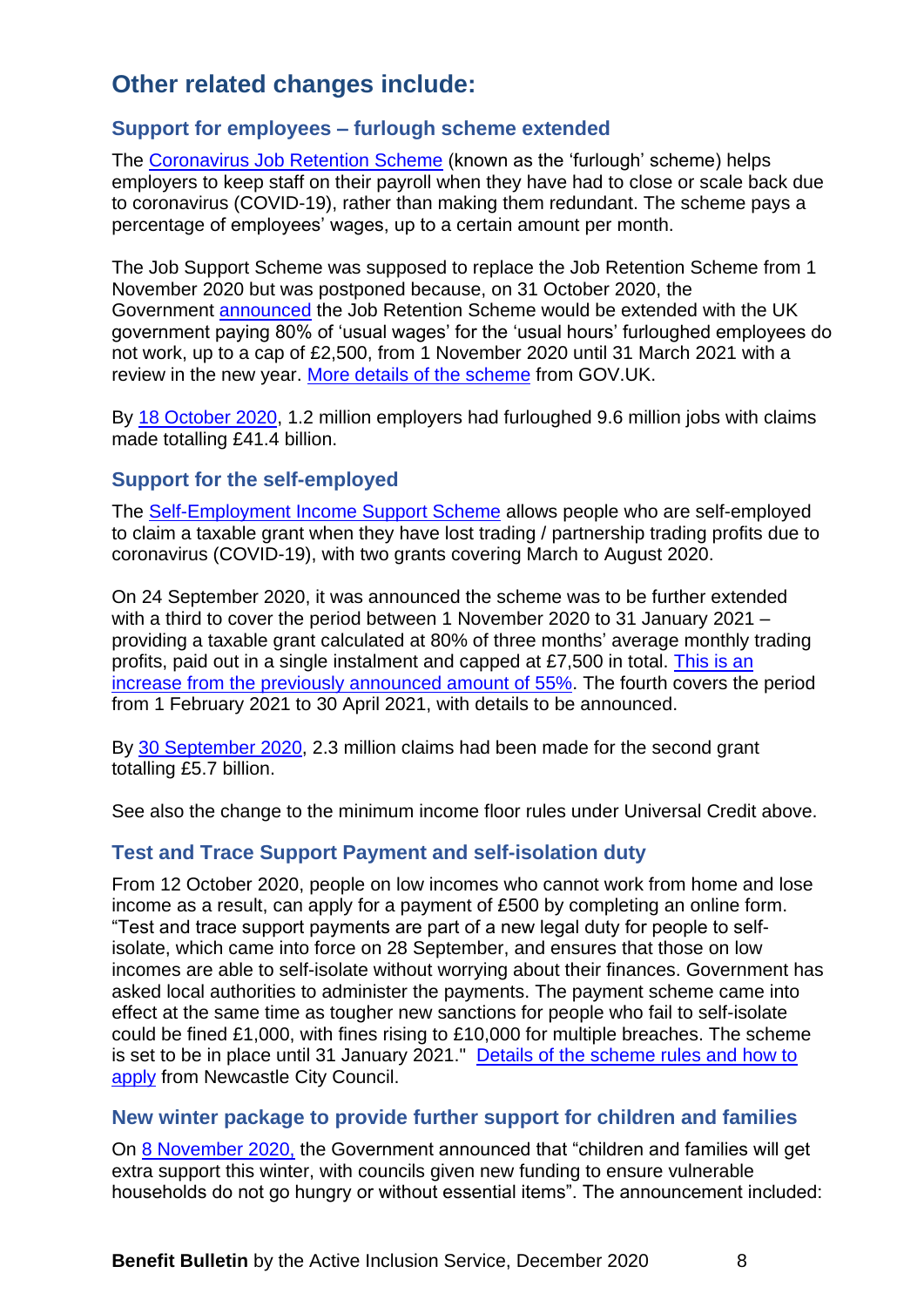## Other related changes include:

### Support for employees – furlough scheme extended

The Coronavirus Job Retention Scheme (known as the 'furlough' scheme) helps employers to keep staff on their payroll when they have had to close or scale back due to coronavirus (COVID-19), rather than making them redundant. The scheme pays a percentage of employees' wages, up to a certain amount per month.

The Job Support Scheme was supposed to replace the Job Retention Scheme from 1 November 2020 but was postponed because, on 31 October 2020, the Government announced the Job Retention Scheme would be extended with the UK government paying 80% of 'usual wages' for the 'usual hours' furloughed employees do not work, up to a cap of £2,500, from 1 November 2020 until 31 March 2021 with a review in the new year. More details of the scheme from GOV.UK.

By 18 October 2020, 1.2 million employers had furloughed 9.6 million jobs with claims made totalling £41.4 billion.

### Support for the self-employed

The Self-Employment Income Support Scheme allows people who are self-employed to claim a taxable grant when they have lost trading / partnership trading profits due to coronavirus (COVID-19), with two grants covering March to August 2020.

On 24 September 2020, it was announced the scheme was to be further extended with a third to cover the period between 1 November 2020 to 31 January 2021 – providing a taxable grant calculated at 80% of three months' average monthly trading profits, paid out in a single instalment and capped at £7,500 in total. This is an increase from the previously announced amount of 55%. The fourth covers the period from 1 February 2021 to 30 April 2021, with details to be announced.

By 30 September 2020, 2.3 million claims had been made for the second grant totalling £5.7 billion.

See also the change to the minimum income floor rules under Universal Credit above.

### Test and Trace Support Payment and self-isolation duty

From 12 October 2020, people on low incomes who cannot work from home and lose income as a result, can apply for a payment of £500 by completing an online form. "Test and trace support payments are part of a new legal duty for people to self-isolate, which came into force on 28 September, and ensures that those on low incomes are able to self-isolate without worrying about their finances. Government has asked local authorities to administer the payments. The payment scheme came into effect at the same time as tougher new sanctions for people who fail to self-isolate could be fined £1,000, with fines rising to £10,000 for multiple breaches. The scheme is set to be in place until 31 January 2021." Details of the scheme rules and how to apply from Newcastle City Council.

### New winter package to provide further support for children and families

On 8 November 2020, the Government announced that "children and families will get extra support this winter, with councils given new funding to ensure vulnerable households do not go hungry or without essential items". The announcement included: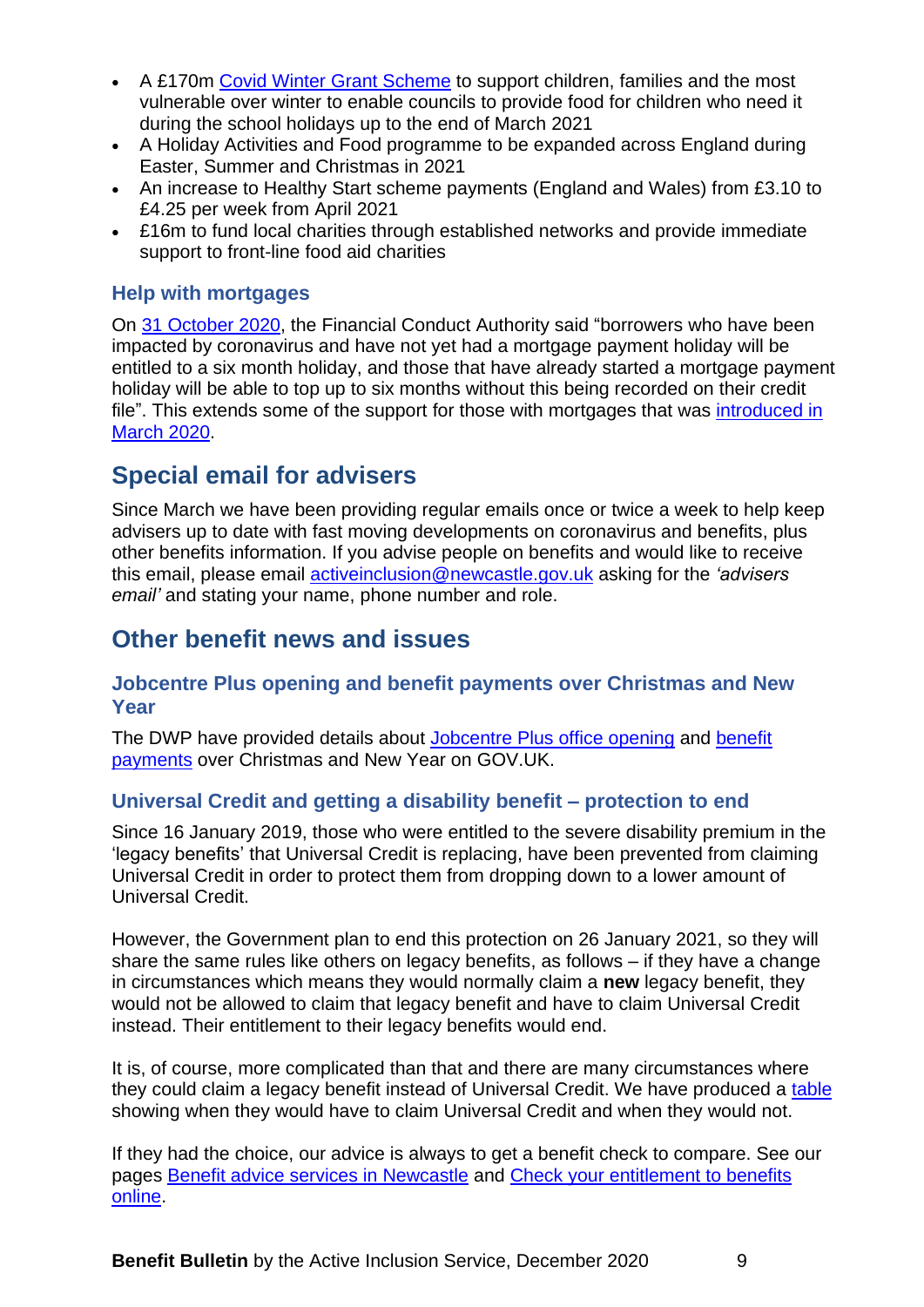- A £170m [Covid Winter Grant Scheme](#) to support children, families and the most vulnerable over winter to enable councils to provide food for children who need it during the school holidays up to the end of March 2021
- A Holiday Activities and Food programme to be expanded across England during Easter, Summer and Christmas in 2021
- An increase to Healthy Start scheme payments (England and Wales) from £3.10 to £4.25 per week from April 2021
- £16m to fund local charities through established networks and provide immediate support to front-line food aid charities

### Help with mortgages

On 31 October 2020, the Financial Conduct Authority said "borrowers who have been impacted by coronavirus and have not yet had a mortgage payment holiday will be entitled to a six month holiday, and those that have already started a mortgage payment holiday will be able to top up to six months without this being recorded on their credit file". This extends some of the support for those with mortgages that was introduced in March 2020.

## Special email for advisers

Since March we have been providing regular emails once or twice a week to help keep advisers up to date with fast moving developments on coronavirus and benefits, plus other benefits information. If you advise people on benefits and would like to receive this email, please email activeinclusion@newcastle.gov.uk asking for the *'advisers email'* and stating your name, phone number and role.

## Other benefit news and issues

### Jobcentre Plus opening and benefit payments over Christmas and New Year

The DWP have provided details about Jobcentre Plus office opening and benefit payments over Christmas and New Year on GOV.UK.

### Universal Credit and getting a disability benefit – protection to end

Since 16 January 2019, those who were entitled to the severe disability premium in the 'legacy benefits' that Universal Credit is replacing, have been prevented from claiming Universal Credit in order to protect them from dropping down to a lower amount of Universal Credit.

However, the Government plan to end this protection on 26 January 2021, so they will share the same rules like others on legacy benefits, as follows – if they have a change in circumstances which means they would normally claim a **new** legacy benefit, they would not be allowed to claim that legacy benefit and have to claim Universal Credit instead. Their entitlement to their legacy benefits would end.

It is, of course, more complicated than that and there are many circumstances where they could claim a legacy benefit instead of Universal Credit. We have produced a table showing when they would have to claim Universal Credit and when they would not.

If they had the choice, our advice is always to get a benefit check to compare. See our pages Benefit advice services in Newcastle and Check your entitlement to benefits online.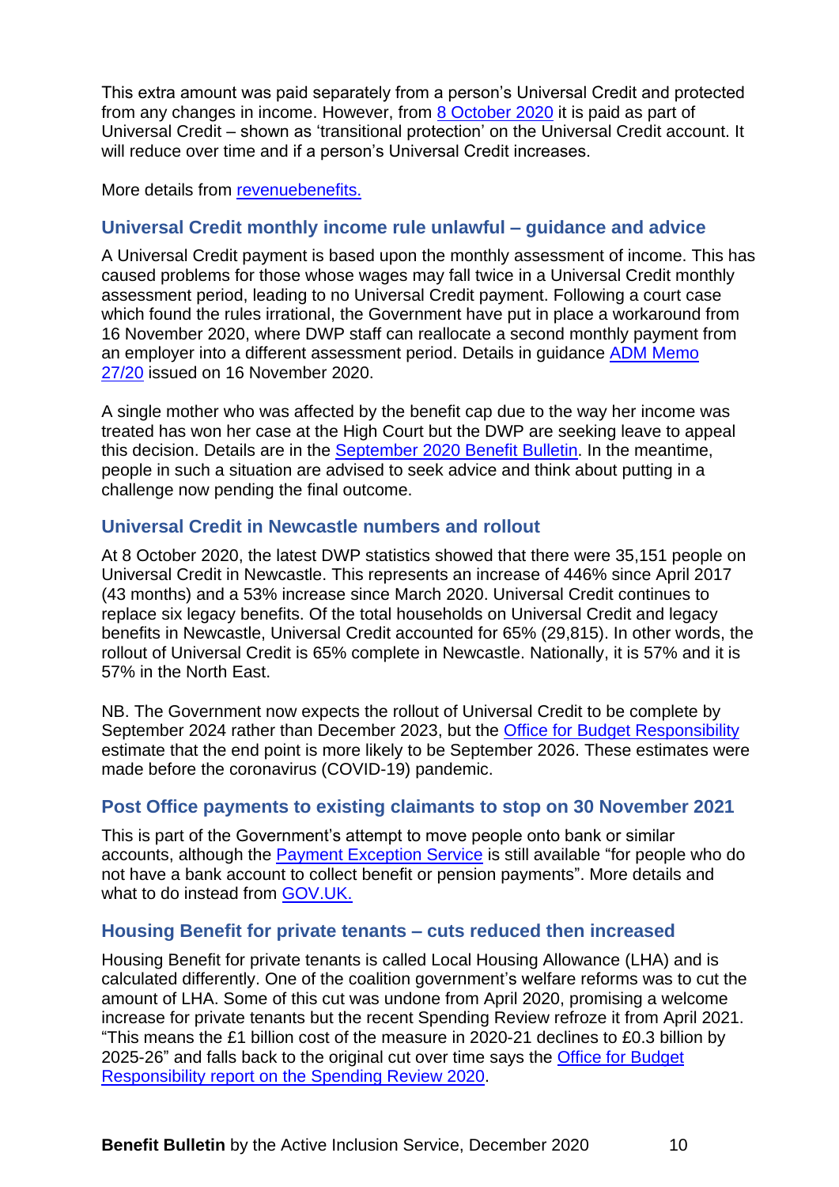This extra amount was paid separately from a person's Universal Credit and protected from any changes in income. However, from [8 October 2020](#) it is paid as part of Universal Credit – shown as 'transitional protection' on the Universal Credit account. It will reduce over time and if a person's Universal Credit increases.

More details from [revenuebenefits.](#)

## Universal Credit monthly income rule unlawful – guidance and advice

A Universal Credit payment is based upon the monthly assessment of income. This has caused problems for those whose wages may fall twice in a Universal Credit monthly assessment period, leading to no Universal Credit payment. Following a court case which found the rules irrational, the Government have put in place a workaround from 16 November 2020, where DWP staff can reallocate a second monthly payment from an employer into a different assessment period. Details in guidance [ADM Memo 27/20](#) issued on 16 November 2020.

A single mother who was affected by the benefit cap due to the way her income was treated has won her case at the High Court but the DWP are seeking leave to appeal this decision. Details are in the [September 2020 Benefit Bulletin](#). In the meantime, people in such a situation are advised to seek advice and think about putting in a challenge now pending the final outcome.

## Universal Credit in Newcastle numbers and rollout

At 8 October 2020, the latest DWP statistics showed that there were 35,151 people on Universal Credit in Newcastle. This represents an increase of 446% since April 2017 (43 months) and a 53% increase since March 2020. Universal Credit continues to replace six legacy benefits. Of the total households on Universal Credit and legacy benefits in Newcastle, Universal Credit accounted for 65% (29,815). In other words, the rollout of Universal Credit is 65% complete in Newcastle. Nationally, it is 57% and it is 57% in the North East.

NB. The Government now expects the rollout of Universal Credit to be complete by September 2024 rather than December 2023, but the [Office for Budget Responsibility](#) estimate that the end point is more likely to be September 2026. These estimates were made before the coronavirus (COVID-19) pandemic.

## Post Office payments to existing claimants to stop on 30 November 2021

This is part of the Government's attempt to move people onto bank or similar accounts, although the [Payment Exception Service](#) is still available "for people who do not have a bank account to collect benefit or pension payments". More details and what to do instead from [GOV.UK.](#)

## Housing Benefit for private tenants – cuts reduced then increased

Housing Benefit for private tenants is called Local Housing Allowance (LHA) and is calculated differently. One of the coalition government's welfare reforms was to cut the amount of LHA. Some of this cut was undone from April 2020, promising a welcome increase for private tenants but the recent Spending Review refroze it from April 2021. "This means the £1 billion cost of the measure in 2020-21 declines to £0.3 billion by 2025-26" and falls back to the original cut over time says the [Office for Budget Responsibility report on the Spending Review 2020](#).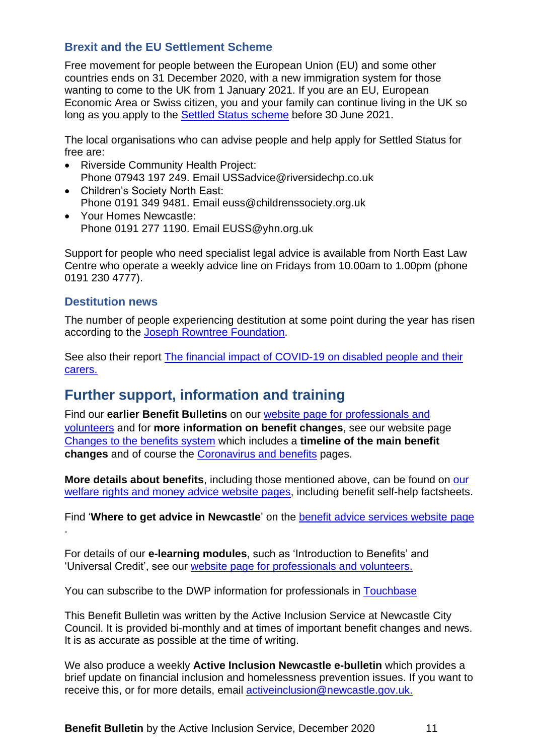### Brexit and the EU Settlement Scheme

Free movement for people between the European Union (EU) and some other countries ends on 31 December 2020, with a new immigration system for those wanting to come to the UK from 1 January 2021. If you are an EU, European Economic Area or Swiss citizen, you and your family can continue living in the UK so long as you apply to the Settled Status scheme before 30 June 2021.

The local organisations who can advise people and help apply for Settled Status for free are:

- Riverside Community Health Project:
  Phone 07943 197 249. Email USSadvice@riversidechp.co.uk
- Children's Society North East:
  Phone 0191 349 9481. Email euss@childrenssociety.org.uk
- Your Homes Newcastle:
  Phone 0191 277 1190. Email EUSS@yhn.org.uk

Support for people who need specialist legal advice is available from North East Law Centre who operate a weekly advice line on Fridays from 10.00am to 1.00pm (phone 0191 230 4777).

### Destitution news

The number of people experiencing destitution at some point during the year has risen according to the Joseph Rowntree Foundation.

See also their report The financial impact of COVID-19 on disabled people and their carers.

## Further support, information and training

Find our **earlier Benefit Bulletins** on our website page for professionals and volunteers and for **more information on benefit changes**, see our website page Changes to the benefits system which includes a **timeline of the main benefit changes** and of course the Coronavirus and benefits pages.

**More details about benefits**, including those mentioned above, can be found on our welfare rights and money advice website pages, including benefit self-help factsheets.

Find '**Where to get advice in Newcastle**' on the benefit advice services website page.

For details of our **e-learning modules**, such as 'Introduction to Benefits' and 'Universal Credit', see our website page for professionals and volunteers.

You can subscribe to the DWP information for professionals in Touchbase

This Benefit Bulletin was written by the Active Inclusion Service at Newcastle City Council. It is provided bi-monthly and at times of important benefit changes and news. It is as accurate as possible at the time of writing.

We also produce a weekly **Active Inclusion Newcastle e-bulletin** which provides a brief update on financial inclusion and homelessness prevention issues. If you want to receive this, or for more details, email activeinclusion@newcastle.gov.uk.